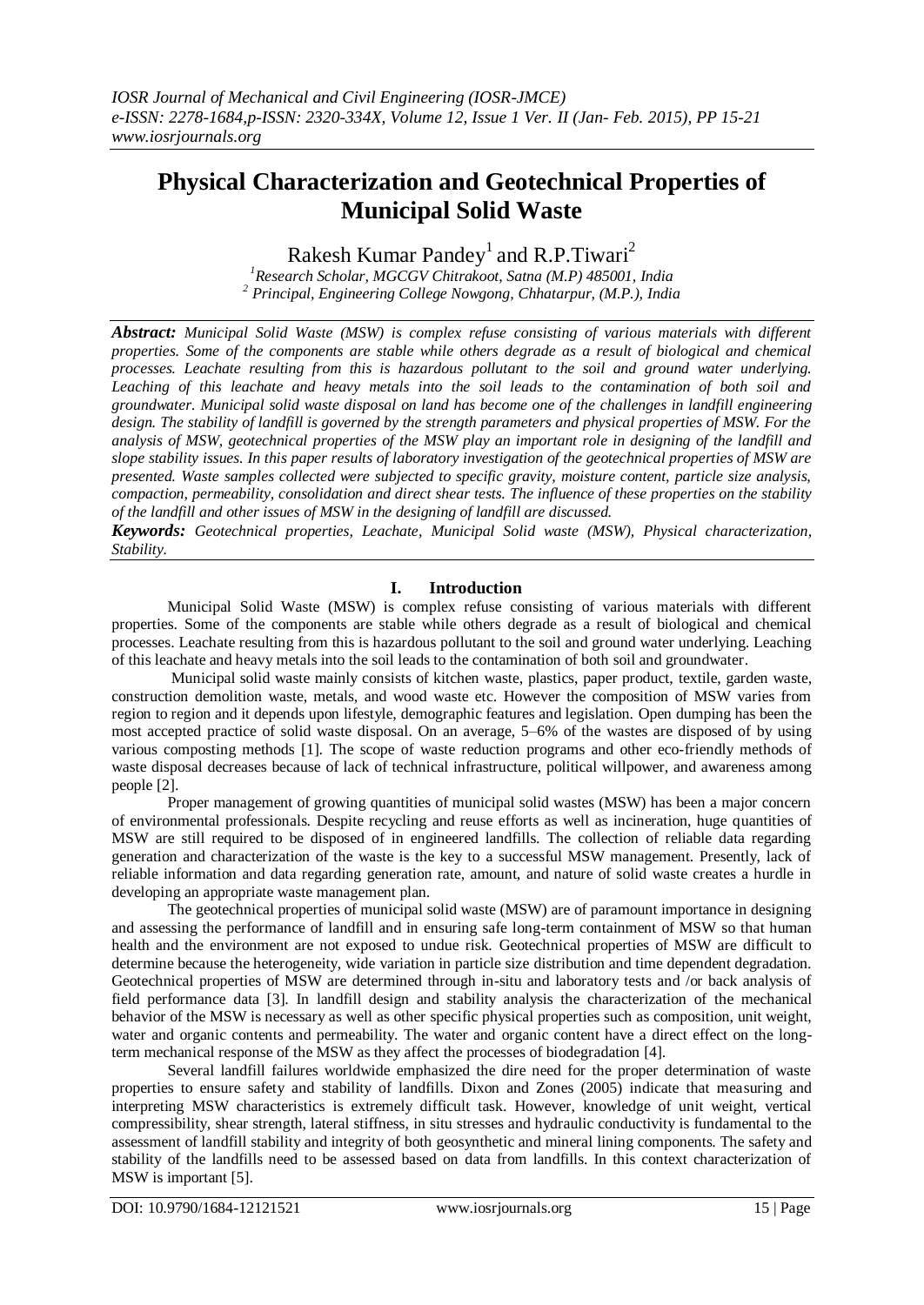# Physical Characterization and Geotechnical Properties of Municipal Solid Waste

Rakesh Kumar Pandey[1] and R.P.Tiwari[2]

[1]Research Scholar, MGCGV Chitrakoot, Satna (M.P) 485001, India
[2] Principal, Engineering College Nowgong, Chhatarpur, (M.P.), India

***Abstract:*** *Municipal Solid Waste (MSW) is complex refuse consisting of various materials with different properties. Some of the components are stable while others degrade as a result of biological and chemical processes. Leachate resulting from this is hazardous pollutant to the soil and ground water underlying. Leaching of this leachate and heavy metals into the soil leads to the contamination of both soil and groundwater. Municipal solid waste disposal on land has become one of the challenges in landfill engineering design. The stability of landfill is governed by the strength parameters and physical properties of MSW. For the analysis of MSW, geotechnical properties of the MSW play an important role in designing of the landfill and slope stability issues. In this paper results of laboratory investigation of the geotechnical properties of MSW are presented. Waste samples collected were subjected to specific gravity, moisture content, particle size analysis, compaction, permeability, consolidation and direct shear tests. The influence of these properties on the stability of the landfill and other issues of MSW in the designing of landfill are discussed.*

***Keywords:*** *Geotechnical properties, Leachate, Municipal Solid waste (MSW), Physical characterization, Stability.*

## I. Introduction

Municipal Solid Waste (MSW) is complex refuse consisting of various materials with different properties. Some of the components are stable while others degrade as a result of biological and chemical processes. Leachate resulting from this is hazardous pollutant to the soil and ground water underlying. Leaching of this leachate and heavy metals into the soil leads to the contamination of both soil and groundwater.

Municipal solid waste mainly consists of kitchen waste, plastics, paper product, textile, garden waste, construction demolition waste, metals, and wood waste etc. However the composition of MSW varies from region to region and it depends upon lifestyle, demographic features and legislation. Open dumping has been the most accepted practice of solid waste disposal. On an average, 5–6% of the wastes are disposed of by using various composting methods [1]. The scope of waste reduction programs and other eco-friendly methods of waste disposal decreases because of lack of technical infrastructure, political willpower, and awareness among people [2].

Proper management of growing quantities of municipal solid wastes (MSW) has been a major concern of environmental professionals. Despite recycling and reuse efforts as well as incineration, huge quantities of MSW are still required to be disposed of in engineered landfills. The collection of reliable data regarding generation and characterization of the waste is the key to a successful MSW management. Presently, lack of reliable information and data regarding generation rate, amount, and nature of solid waste creates a hurdle in developing an appropriate waste management plan.

The geotechnical properties of municipal solid waste (MSW) are of paramount importance in designing and assessing the performance of landfill and in ensuring safe long-term containment of MSW so that human health and the environment are not exposed to undue risk. Geotechnical properties of MSW are difficult to determine because the heterogeneity, wide variation in particle size distribution and time dependent degradation. Geotechnical properties of MSW are determined through in-situ and laboratory tests and /or back analysis of field performance data [3]. In landfill design and stability analysis the characterization of the mechanical behavior of the MSW is necessary as well as other specific physical properties such as composition, unit weight, water and organic contents and permeability. The water and organic content have a direct effect on the long-term mechanical response of the MSW as they affect the processes of biodegradation [4].

Several landfill failures worldwide emphasized the dire need for the proper determination of waste properties to ensure safety and stability of landfills. Dixon and Zones (2005) indicate that measuring and interpreting MSW characteristics is extremely difficult task. However, knowledge of unit weight, vertical compressibility, shear strength, lateral stiffness, in situ stresses and hydraulic conductivity is fundamental to the assessment of landfill stability and integrity of both geosynthetic and mineral lining components. The safety and stability of the landfills need to be assessed based on data from landfills. In this context characterization of MSW is important [5].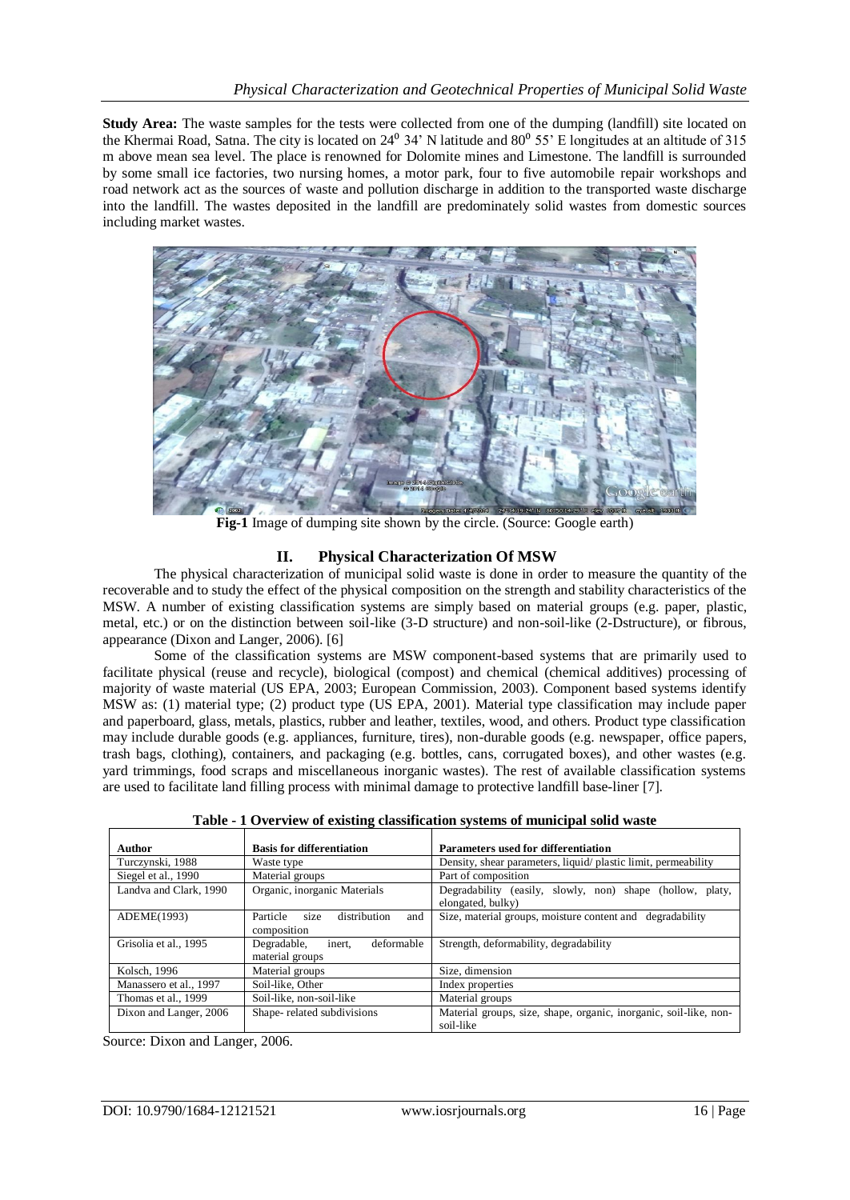**Study Area:** The waste samples for the tests were collected from one of the dumping (landfill) site located on the Khermai Road, Satna. The city is located on $24^0$ 34' N latitude and $80^0$ 55' E longitudes at an altitude of 315 m above mean sea level. The place is renowned for Dolomite mines and Limestone. The landfill is surrounded by some small ice factories, two nursing homes, a motor park, four to five automobile repair workshops and road network act as the sources of waste and pollution discharge in addition to the transported waste discharge into the landfill. The wastes deposited in the landfill are predominately solid wastes from domestic sources including market wastes.

**Fig-1** Image of dumping site shown by the circle. (Source: Google earth)

## II. Physical Characterization Of MSW

The physical characterization of municipal solid waste is done in order to measure the quantity of the recoverable and to study the effect of the physical composition on the strength and stability characteristics of the MSW. A number of existing classification systems are simply based on material groups (e.g. paper, plastic, metal, etc.) or on the distinction between soil-like (3-D structure) and non-soil-like (2-Dstructure), or fibrous, appearance (Dixon and Langer, 2006). [6]

Some of the classification systems are MSW component-based systems that are primarily used to facilitate physical (reuse and recycle), biological (compost) and chemical (chemical additives) processing of majority of waste material (US EPA, 2003; European Commission, 2003). Component based systems identify MSW as: (1) material type; (2) product type (US EPA, 2001). Material type classification may include paper and paperboard, glass, metals, plastics, rubber and leather, textiles, wood, and others. Product type classification may include durable goods (e.g. appliances, furniture, tires), non-durable goods (e.g. newspaper, office papers, trash bags, clothing), containers, and packaging (e.g. bottles, cans, corrugated boxes), and other wastes (e.g. yard trimmings, food scraps and miscellaneous inorganic wastes). The rest of available classification systems are used to facilitate land filling process with minimal damage to protective landfill base-liner [7].

**Table - 1 Overview of existing classification systems of municipal solid waste**

| Author | Basis for differentiation | Parameters used for differentiation |
|---|---|---|
| Turczynski, 1988 | Waste type | Density, shear parameters, liquid/ plastic limit, permeability |
| Siegel et al., 1990 | Material groups | Part of composition |
| Landva and Clark, 1990 | Organic, inorganic Materials | Degradability (easily, slowly, non) shape (hollow, platy, elongated, bulky) |
| ADEME(1993) | Particle size distribution and composition | Size, material groups, moisture content and degradability |
| Grisolia et al., 1995 | Degradable, inert, deformable material groups | Strength, deformability, degradability |
| Kolsch, 1996 | Material groups | Size, dimension |
| Manassero et al., 1997 | Soil-like, Other | Index properties |
| Thomas et al., 1999 | Soil-like, non-soil-like | Material groups |
| Dixon and Langer, 2006 | Shape- related subdivisions | Material groups, size, shape, organic, inorganic, soil-like, non-soil-like |

Source: Dixon and Langer, 2006.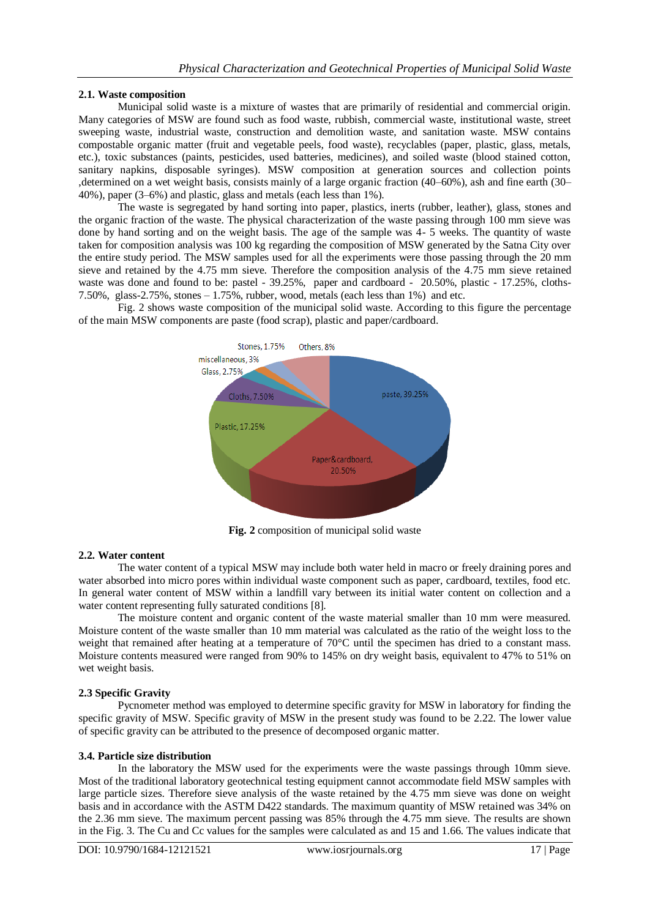### 2.1. Waste composition

Municipal solid waste is a mixture of wastes that are primarily of residential and commercial origin. Many categories of MSW are found such as food waste, rubbish, commercial waste, institutional waste, street sweeping waste, industrial waste, construction and demolition waste, and sanitation waste. MSW contains compostable organic matter (fruit and vegetable peels, food waste), recyclables (paper, plastic, glass, metals, etc.), toxic substances (paints, pesticides, used batteries, medicines), and soiled waste (blood stained cotton, sanitary napkins, disposable syringes). MSW composition at generation sources and collection points ,determined on a wet weight basis, consists mainly of a large organic fraction (40–60%), ash and fine earth (30–40%), paper (3–6%) and plastic, glass and metals (each less than 1%).

The waste is segregated by hand sorting into paper, plastics, inerts (rubber, leather), glass, stones and the organic fraction of the waste. The physical characterization of the waste passing through 100 mm sieve was done by hand sorting and on the weight basis. The age of the sample was 4- 5 weeks. The quantity of waste taken for composition analysis was 100 kg regarding the composition of MSW generated by the Satna City over the entire study period. The MSW samples used for all the experiments were those passing through the 20 mm sieve and retained by the 4.75 mm sieve. Therefore the composition analysis of the 4.75 mm sieve retained waste was done and found to be: pastel - 39.25%, paper and cardboard - 20.50%, plastic - 17.25%, cloths- 7.50%, glass-2.75%, stones – 1.75%, rubber, wood, metals (each less than 1%) and etc.

Fig. 2 shows waste composition of the municipal solid waste. According to this figure the percentage of the main MSW components are paste (food scrap), plastic and paper/cardboard.

**Fig. 2** composition of municipal solid waste

### 2.2. Water content

The water content of a typical MSW may include both water held in macro or freely draining pores and water absorbed into micro pores within individual waste component such as paper, cardboard, textiles, food etc. In general water content of MSW within a landfill vary between its initial water content on collection and a water content representing fully saturated conditions [8].

The moisture content and organic content of the waste material smaller than 10 mm were measured. Moisture content of the waste smaller than 10 mm material was calculated as the ratio of the weight loss to the weight that remained after heating at a temperature of 70°C until the specimen has dried to a constant mass. Moisture contents measured were ranged from 90% to 145% on dry weight basis, equivalent to 47% to 51% on wet weight basis.

### 2.3 Specific Gravity

Pycnometer method was employed to determine specific gravity for MSW in laboratory for finding the specific gravity of MSW. Specific gravity of MSW in the present study was found to be 2.22. The lower value of specific gravity can be attributed to the presence of decomposed organic matter.

### 3.4. Particle size distribution

In the laboratory the MSW used for the experiments were the waste passings through 10mm sieve. Most of the traditional laboratory geotechnical testing equipment cannot accommodate field MSW samples with large particle sizes. Therefore sieve analysis of the waste retained by the 4.75 mm sieve was done on weight basis and in accordance with the ASTM D422 standards. The maximum quantity of MSW retained was 34% on the 2.36 mm sieve. The maximum percent passing was 85% through the 4.75 mm sieve. The results are shown in the Fig. 3. The Cu and Cc values for the samples were calculated as and 15 and 1.66. The values indicate that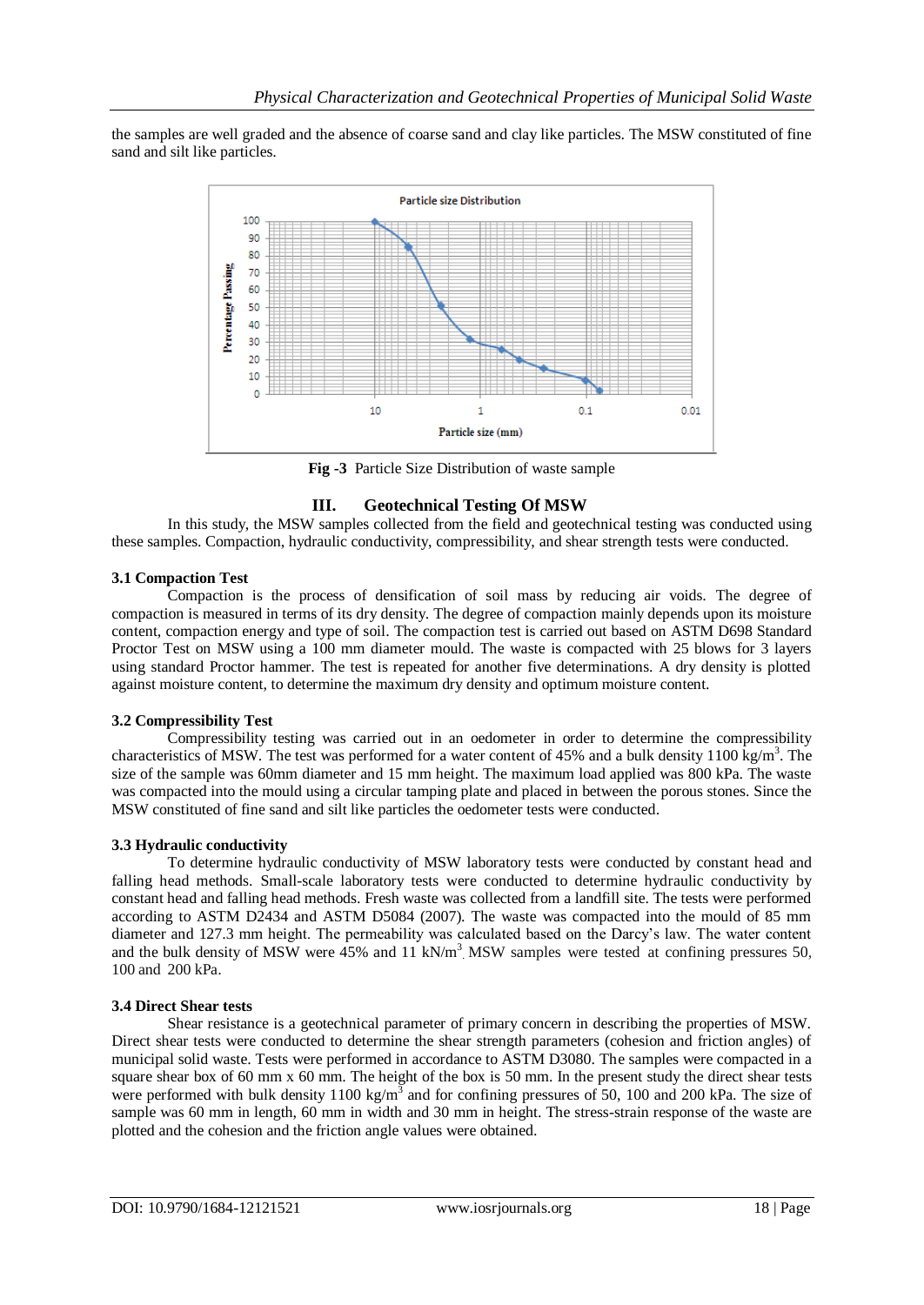the samples are well graded and the absence of coarse sand and clay like particles. The MSW constituted of fine sand and silt like particles.

**Fig -3** Particle Size Distribution of waste sample

## III. Geotechnical Testing Of MSW

In this study, the MSW samples collected from the field and geotechnical testing was conducted using these samples. Compaction, hydraulic conductivity, compressibility, and shear strength tests were conducted.

### 3.1 Compaction Test

Compaction is the process of densification of soil mass by reducing air voids. The degree of compaction is measured in terms of its dry density. The degree of compaction mainly depends upon its moisture content, compaction energy and type of soil. The compaction test is carried out based on ASTM D698 Standard Proctor Test on MSW using a 100 mm diameter mould. The waste is compacted with 25 blows for 3 layers using standard Proctor hammer. The test is repeated for another five determinations. A dry density is plotted against moisture content, to determine the maximum dry density and optimum moisture content.

### 3.2 Compressibility Test

Compressibility testing was carried out in an oedometer in order to determine the compressibility characteristics of MSW. The test was performed for a water content of 45% and a bulk density 1100 kg/m$^3$. The size of the sample was 60mm diameter and 15 mm height. The maximum load applied was 800 kPa. The waste was compacted into the mould using a circular tamping plate and placed in between the porous stones. Since the MSW constituted of fine sand and silt like particles the oedometer tests were conducted.

### 3.3 Hydraulic conductivity

To determine hydraulic conductivity of MSW laboratory tests were conducted by constant head and falling head methods. Small-scale laboratory tests were conducted to determine hydraulic conductivity by constant head and falling head methods. Fresh waste was collected from a landfill site. The tests were performed according to ASTM D2434 and ASTM D5084 (2007). The waste was compacted into the mould of 85 mm diameter and 127.3 mm height. The permeability was calculated based on the Darcy's law. The water content and the bulk density of MSW were 45% and 11 kN/m$^3$. MSW samples were tested at confining pressures 50, 100 and 200 kPa.

### 3.4 Direct Shear tests

Shear resistance is a geotechnical parameter of primary concern in describing the properties of MSW. Direct shear tests were conducted to determine the shear strength parameters (cohesion and friction angles) of municipal solid waste. Tests were performed in accordance to ASTM D3080. The samples were compacted in a square shear box of 60 mm x 60 mm. The height of the box is 50 mm. In the present study the direct shear tests were performed with bulk density 1100 kg/m$^3$ and for confining pressures of 50, 100 and 200 kPa. The size of sample was 60 mm in length, 60 mm in width and 30 mm in height. The stress-strain response of the waste are plotted and the cohesion and the friction angle values were obtained.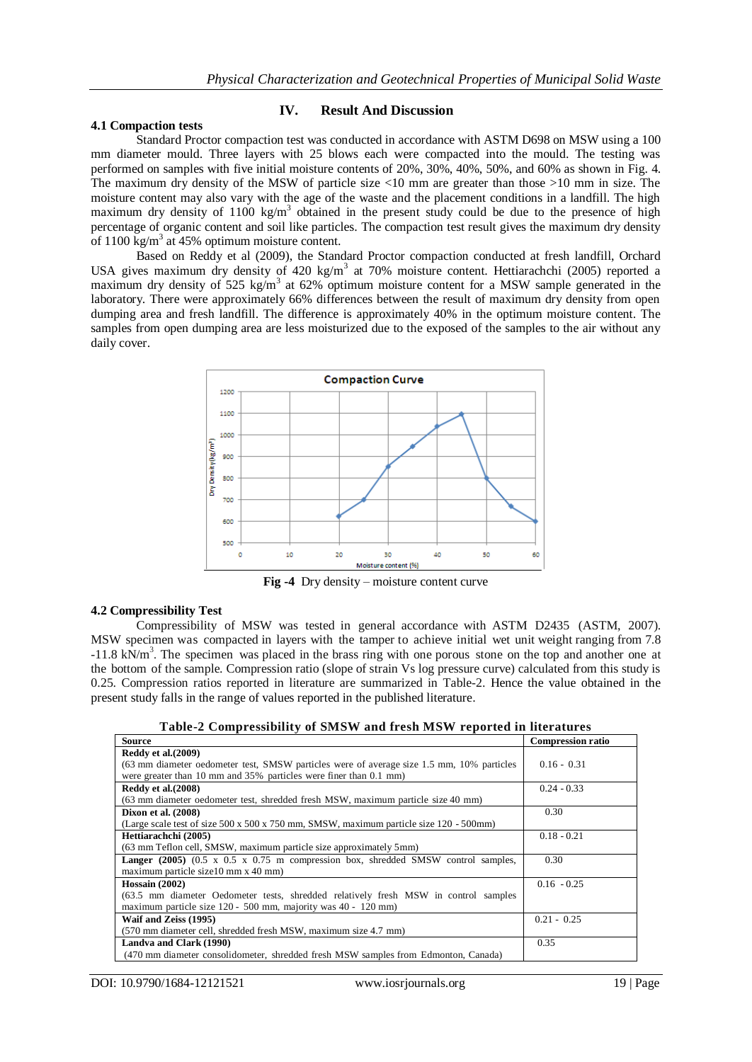## IV. Result And Discussion

### 4.1 Compaction tests

Standard Proctor compaction test was conducted in accordance with ASTM D698 on MSW using a 100 mm diameter mould. Three layers with 25 blows each were compacted into the mould. The testing was performed on samples with five initial moisture contents of 20%, 30%, 40%, 50%, and 60% as shown in Fig. 4. The maximum dry density of the MSW of particle size <10 mm are greater than those >10 mm in size. The moisture content may also vary with the age of the waste and the placement conditions in a landfill. The high maximum dry density of 1100 kg/m$^3$ obtained in the present study could be due to the presence of high percentage of organic content and soil like particles. The compaction test result gives the maximum dry density of 1100 kg/m$^3$ at 45% optimum moisture content.

Based on Reddy et al (2009), the Standard Proctor compaction conducted at fresh landfill, Orchard USA gives maximum dry density of 420 kg/m$^3$ at 70% moisture content. Hettiarachchi (2005) reported a maximum dry density of 525 kg/m$^3$ at 62% optimum moisture content for a MSW sample generated in the laboratory. There were approximately 66% differences between the result of maximum dry density from open dumping area and fresh landfill. The difference is approximately 40% in the optimum moisture content. The samples from open dumping area are less moisturized due to the exposed of the samples to the air without any daily cover.

**Fig -4** Dry density – moisture content curve

### 4.2 Compressibility Test

Compressibility of MSW was tested in general accordance with ASTM D2435 (ASTM, 2007). MSW specimen was compacted in layers with the tamper to achieve initial wet unit weight ranging from 7.8 -11.8 kN/m$^3$. The specimen was placed in the brass ring with one porous stone on the top and another one at the bottom of the sample. Compression ratio (slope of strain Vs log pressure curve) calculated from this study is 0.25. Compression ratios reported in literature are summarized in Table-2. Hence the value obtained in the present study falls in the range of values reported in the published literature.

**Table-2 Compressibility of SMSW and fresh MSW reported in literatures**

| Source | Compression ratio |
|---|---|
| **Reddy et al.(2009)** (63 mm diameter oedometer test, SMSW particles were of average size 1.5 mm, 10% particles were greater than 10 mm and 35% particles were finer than 0.1 mm) | 0.16 - 0.31 |
| **Reddy et al.(2008)** (63 mm diameter oedometer test, shredded fresh MSW, maximum particle size 40 mm) | 0.24 - 0.33 |
| **Dixon et al. (2008)** (Large scale test of size 500 x 500 x 750 mm, SMSW, maximum particle size 120 - 500mm) | 0.30 |
| **Hettiarachchi (2005)** (63 mm Teflon cell, SMSW, maximum particle size approximately 5mm) | 0.18 - 0.21 |
| **Langer (2005)** (0.5 x 0.5 x 0.75 m compression box, shredded SMSW control samples, maximum particle size10 mm x 40 mm) | 0.30 |
| **Hossain (2002)** (63.5 mm diameter Oedometer tests, shredded relatively fresh MSW in control samples maximum particle size 120 - 500 mm, majority was 40 - 120 mm) | 0.16 - 0.25 |
| **Waif and Zeiss (1995)** (570 mm diameter cell, shredded fresh MSW, maximum size 4.7 mm) | 0.21 - 0.25 |
| **Landva and Clark (1990)** (470 mm diameter consolidometer, shredded fresh MSW samples from Edmonton, Canada) | 0.35 |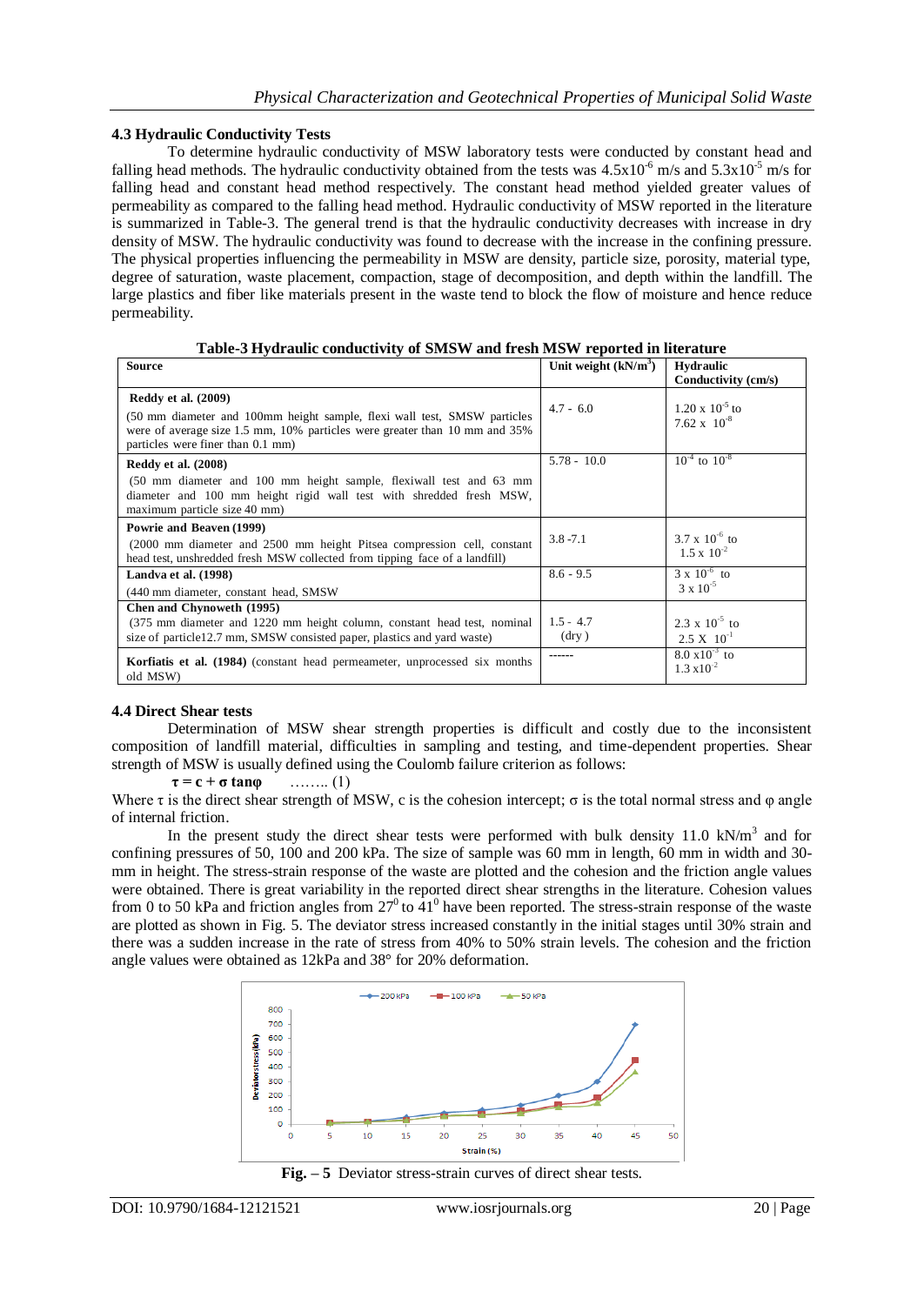### 4.3 Hydraulic Conductivity Tests

To determine hydraulic conductivity of MSW laboratory tests were conducted by constant head and falling head methods. The hydraulic conductivity obtained from the tests was $4.5 \times 10^{-6}$ m/s and $5.3 \times 10^{-5}$ m/s for falling head and constant head method respectively. The constant head method yielded greater values of permeability as compared to the falling head method. Hydraulic conductivity of MSW reported in the literature is summarized in Table-3. The general trend is that the hydraulic conductivity decreases with increase in dry density of MSW. The hydraulic conductivity was found to decrease with the increase in the confining pressure. The physical properties influencing the permeability in MSW are density, particle size, porosity, material type, degree of saturation, waste placement, compaction, stage of decomposition, and depth within the landfill. The large plastics and fiber like materials present in the waste tend to block the flow of moisture and hence reduce permeability.

**Table-3 Hydraulic conductivity of SMSW and fresh MSW reported in literature**

| Source | Unit weight ($kN/m^3$) | Hydraulic Conductivity (cm/s) |
|---|---|---|
| **Reddy et al. (2009)** (50 mm diameter and 100mm height sample, flexi wall test, SMSW particles were of average size 1.5 mm, 10% particles were greater than 10 mm and 35% particles were finer than 0.1 mm) | 4.7 - 6.0 | $1.20 \times 10^{-5}$ to $7.62 \times 10^{-8}$ |
| **Reddy et al. (2008)** (50 mm diameter and 100 mm height sample, flexiwall test and 63 mm diameter and 100 mm height rigid wall test with shredded fresh MSW, maximum particle size 40 mm) | 5.78 - 10.0 | $10^{-4}$ to $10^{-8}$ |
| **Powrie and Beaven (1999)** (2000 mm diameter and 2500 mm height Pitsea compression cell, constant head test, unshredded fresh MSW collected from tipping face of a landfill) | 3.8 -7.1 | $3.7 \times 10^{-6}$ to $1.5 \times 10^{-2}$ |
| **Landva et al. (1998)** (440 mm diameter, constant head, SMSW | 8.6 - 9.5 | $3 \times 10^{-6}$ to $3 \times 10^{-5}$ |
| **Chen and Chynoweth (1995)** (375 mm diameter and 1220 mm height column, constant head test, nominal size of particle12.7 mm, SMSW consisted paper, plastics and yard waste) | 1.5 - 4.7 (dry ) | $2.3 \times 10^{-5}$ to $2.5 \times 10^{-1}$ |
| **Korfiatis et al. (1984)** (constant head permeameter, unprocessed six months old MSW) | ------ | $8.0 \times 10^{-3}$ to $1.3 \times 10^{-2}$ |

### 4.4 Direct Shear tests

Determination of MSW shear strength properties is difficult and costly due to the inconsistent composition of landfill material, difficulties in sampling and testing, and time-dependent properties. Shear strength of MSW is usually defined using the Coulomb failure criterion as follows:

$$\tau = c + \sigma \tan\varphi \quad \text{........ (1)}$$

Where $\tau$ is the direct shear strength of MSW, c is the cohesion intercept; $\sigma$ is the total normal stress and $\varphi$ angle of internal friction.

In the present study the direct shear tests were performed with bulk density 11.0 $kN/m^3$ and for confining pressures of 50, 100 and 200 kPa. The size of sample was 60 mm in length, 60 mm in width and 30-mm in height. The stress-strain response of the waste are plotted and the cohesion and the friction angle values were obtained. There is great variability in the reported direct shear strengths in the literature. Cohesion values from 0 to 50 kPa and friction angles from $27^0$ to $41^0$ have been reported. The stress-strain response of the waste are plotted as shown in Fig. 5. The deviator stress increased constantly in the initial stages until 30% strain and there was a sudden increase in the rate of stress from 40% to 50% strain levels. The cohesion and the friction angle values were obtained as 12kPa and 38° for 20% deformation.

**Fig. – 5** Deviator stress-strain curves of direct shear tests.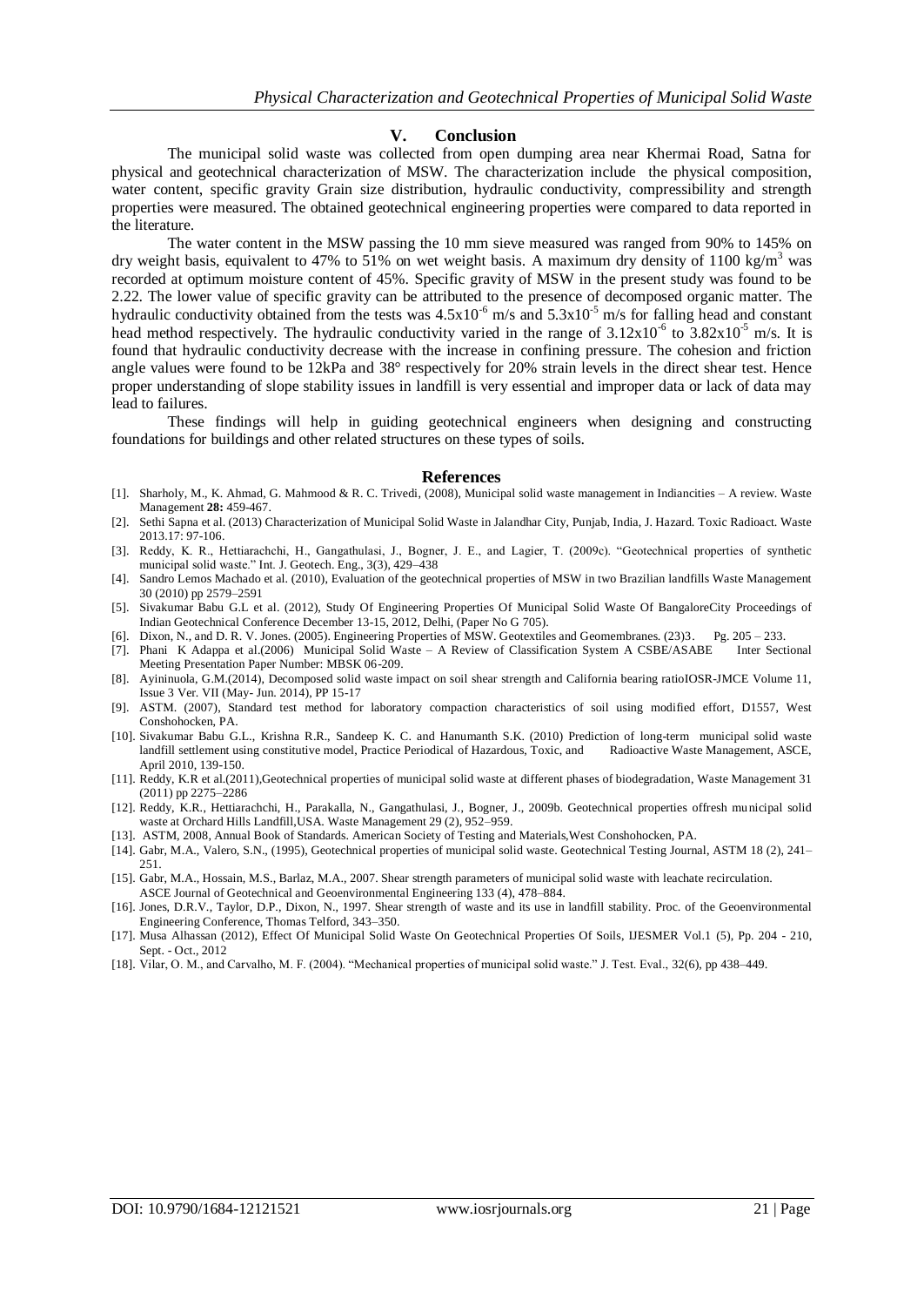## V. Conclusion

The municipal solid waste was collected from open dumping area near Khermai Road, Satna for physical and geotechnical characterization of MSW. The characterization include the physical composition, water content, specific gravity Grain size distribution, hydraulic conductivity, compressibility and strength properties were measured. The obtained geotechnical engineering properties were compared to data reported in the literature.

The water content in the MSW passing the 10 mm sieve measured was ranged from 90% to 145% on dry weight basis, equivalent to 47% to 51% on wet weight basis. A maximum dry density of 1100 kg/m$^3$ was recorded at optimum moisture content of 45%. Specific gravity of MSW in the present study was found to be 2.22. The lower value of specific gravity can be attributed to the presence of decomposed organic matter. The hydraulic conductivity obtained from the tests was $4.5 \times 10^{-6}$ m/s and $5.3 \times 10^{-5}$ m/s for falling head and constant head method respectively. The hydraulic conductivity varied in the range of $3.12 \times 10^{-6}$ to $3.82 \times 10^{-5}$ m/s. It is found that hydraulic conductivity decrease with the increase in confining pressure. The cohesion and friction angle values were found to be 12kPa and 38° respectively for 20% strain levels in the direct shear test. Hence proper understanding of slope stability issues in landfill is very essential and improper data or lack of data may lead to failures.

These findings will help in guiding geotechnical engineers when designing and constructing foundations for buildings and other related structures on these types of soils.

## References

[1]. Sharholy, M., K. Ahmad, G. Mahmood & R. C. Trivedi, (2008), Municipal solid waste management in Indiancities – A review. Waste Management **28:** 459-467.

[2]. Sethi Sapna et al. (2013) Characterization of Municipal Solid Waste in Jalandhar City, Punjab, India, J. Hazard. Toxic Radioact. Waste 2013.17: 97-106.

[3]. Reddy, K. R., Hettiarachchi, H., Gangathulasi, J., Bogner, J. E., and Lagier, T. (2009c). "Geotechnical properties of synthetic municipal solid waste." Int. J. Geotech. Eng., 3(3), 429–438

[4]. Sandro Lemos Machado et al. (2010), Evaluation of the geotechnical properties of MSW in two Brazilian landfills Waste Management 30 (2010) pp 2579–2591

[5]. Sivakumar Babu G.L et al. (2012), Study Of Engineering Properties Of Municipal Solid Waste Of BangaloreCity Proceedings of Indian Geotechnical Conference December 13-15, 2012, Delhi, (Paper No G 705).

[6]. Dixon, N., and D. R. V. Jones. (2005). Engineering Properties of MSW. Geotextiles and Geomembranes. (23)3. Pg. 205 – 233.

[7]. Phani K Adappa et al.(2006) Municipal Solid Waste – A Review of Classification System A CSBE/ASABE Inter Sectional Meeting Presentation Paper Number: MBSK 06-209.

[8]. Ayininuola, G.M.(2014), Decomposed solid waste impact on soil shear strength and California bearing ratioIOSR-JMCE Volume 11, Issue 3 Ver. VII (May- Jun. 2014), PP 15-17

[9]. ASTM. (2007), Standard test method for laboratory compaction characteristics of soil using modified effort, D1557, West Conshohocken, PA.

[10]. Sivakumar Babu G.L., Krishna R.R., Sandeep K. C. and Hanumanth S.K. (2010) Prediction of long-term municipal solid waste landfill settlement using constitutive model, Practice Periodical of Hazardous, Toxic, and Radioactive Waste Management, ASCE, April 2010, 139-150.

[11]. Reddy, K.R et al.(2011),Geotechnical properties of municipal solid waste at different phases of biodegradation, Waste Management 31 (2011) pp 2275–2286

[12]. Reddy, K.R., Hettiarachchi, H., Parakalla, N., Gangathulasi, J., Bogner, J., 2009b. Geotechnical properties offresh municipal solid waste at Orchard Hills Landfill,USA. Waste Management 29 (2), 952–959.

[13]. ASTM, 2008, Annual Book of Standards. American Society of Testing and Materials,West Conshohocken, PA.

[14]. Gabr, M.A., Valero, S.N., (1995), Geotechnical properties of municipal solid waste. Geotechnical Testing Journal, ASTM 18 (2), 241–251.

[15]. Gabr, M.A., Hossain, M.S., Barlaz, M.A., 2007. Shear strength parameters of municipal solid waste with leachate recirculation. ASCE Journal of Geotechnical and Geoenvironmental Engineering 133 (4), 478–884.

[16]. Jones, D.R.V., Taylor, D.P., Dixon, N., 1997. Shear strength of waste and its use in landfill stability. Proc. of the Geoenvironmental Engineering Conference, Thomas Telford, 343–350.

[17]. Musa Alhassan (2012), Effect Of Municipal Solid Waste On Geotechnical Properties Of Soils, IJESMER Vol.1 (5), Pp. 204 - 210, Sept. - Oct., 2012

[18]. Vilar, O. M., and Carvalho, M. F. (2004). "Mechanical properties of municipal solid waste." J. Test. Eval., 32(6), pp 438–449.